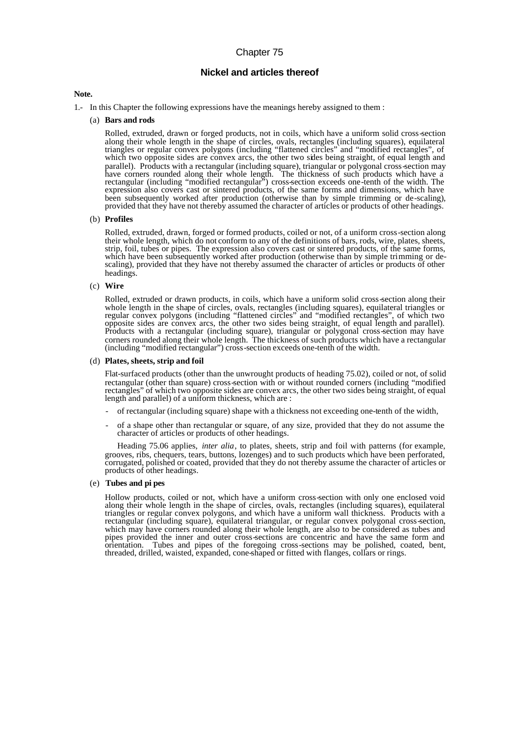# Chapter 75

## Nickel and articles thereof

**Note.**

1.- In this Chapter the following expressions have the meanings hereby assigned to them :

(a) **Bars and rods**

Rolled, extruded, drawn or forged products, not in coils, which have a uniform solid cross-section along their whole length in the shape of circles, ovals, rectangles (including squares), equilateral triangles or regular convex polygons (including "flattened circles" and "modified rectangles", of which two opposite sides are convex arcs, the other two sides being straight, of equal length and parallel). Products with a rectangular (including square), triangular or polygonal cross-section may have corners rounded along their whole length. The thickness of such products which have a rectangular (including "modified rectangular") cross-section exceeds one-tenth of the width. The expression also covers cast or sintered products, of the same forms and dimensions, which have been subsequently worked after production (otherwise than by simple trimming or de-scaling), provided that they have not thereby assumed the character of articles or products of other headings.

(b) **Profiles**

Rolled, extruded, drawn, forged or formed products, coiled or not, of a uniform cross-section along their whole length, which do not conform to any of the definitions of bars, rods, wire, plates, sheets, strip, foil, tubes or pipes. The expression also covers cast or sintered products, of the same forms, which have been subsequently worked after production (otherwise than by simple trimming or de-scaling), provided that they have not thereby assumed the character of articles or products of other headings.

(c) **Wire**

Rolled, extruded or drawn products, in coils, which have a uniform solid cross-section along their whole length in the shape of circles, ovals, rectangles (including squares), equilateral triangles or regular convex polygons (including "flattened circles" and "modified rectangles", of which two opposite sides are convex arcs, the other two sides being straight, of equal length and parallel). Products with a rectangular (including square), triangular or polygonal cross-section may have corners rounded along their whole length. The thickness of such products which have a rectangular (including "modified rectangular") cross-section exceeds one-tenth of the width.

(d) **Plates, sheets, strip and foil**

Flat-surfaced products (other than the unwrought products of heading 75.02), coiled or not, of solid rectangular (other than square) cross-section with or without rounded corners (including "modified rectangles" of which two opposite sides are convex arcs, the other two sides being straight, of equal length and parallel) of a uniform thickness, which are :

- of rectangular (including square) shape with a thickness not exceeding one-tenth of the width,
- of a shape other than rectangular or square, of any size, provided that they do not assume the character of articles or products of other headings.

Heading 75.06 applies, *inter alia*, to plates, sheets, strip and foil with patterns (for example, grooves, ribs, chequers, tears, buttons, lozenges) and to such products which have been perforated, corrugated, polished or coated, provided that they do not thereby assume the character of articles or products of other headings.

(e) **Tubes and pipes**

Hollow products, coiled or not, which have a uniform cross-section with only one enclosed void along their whole length in the shape of circles, ovals, rectangles (including squares), equilateral triangles or regular convex polygons, and which have a uniform wall thickness. Products with a rectangular (including square), equilateral triangular, or regular convex polygonal cross-section, which may have corners rounded along their whole length, are also to be considered as tubes and pipes provided the inner and outer cross-sections are concentric and have the same form and orientation. Tubes and pipes of the foregoing cross-sections may be polished, coated, bent, threaded, drilled, waisted, expanded, cone-shaped or fitted with flanges, collars or rings.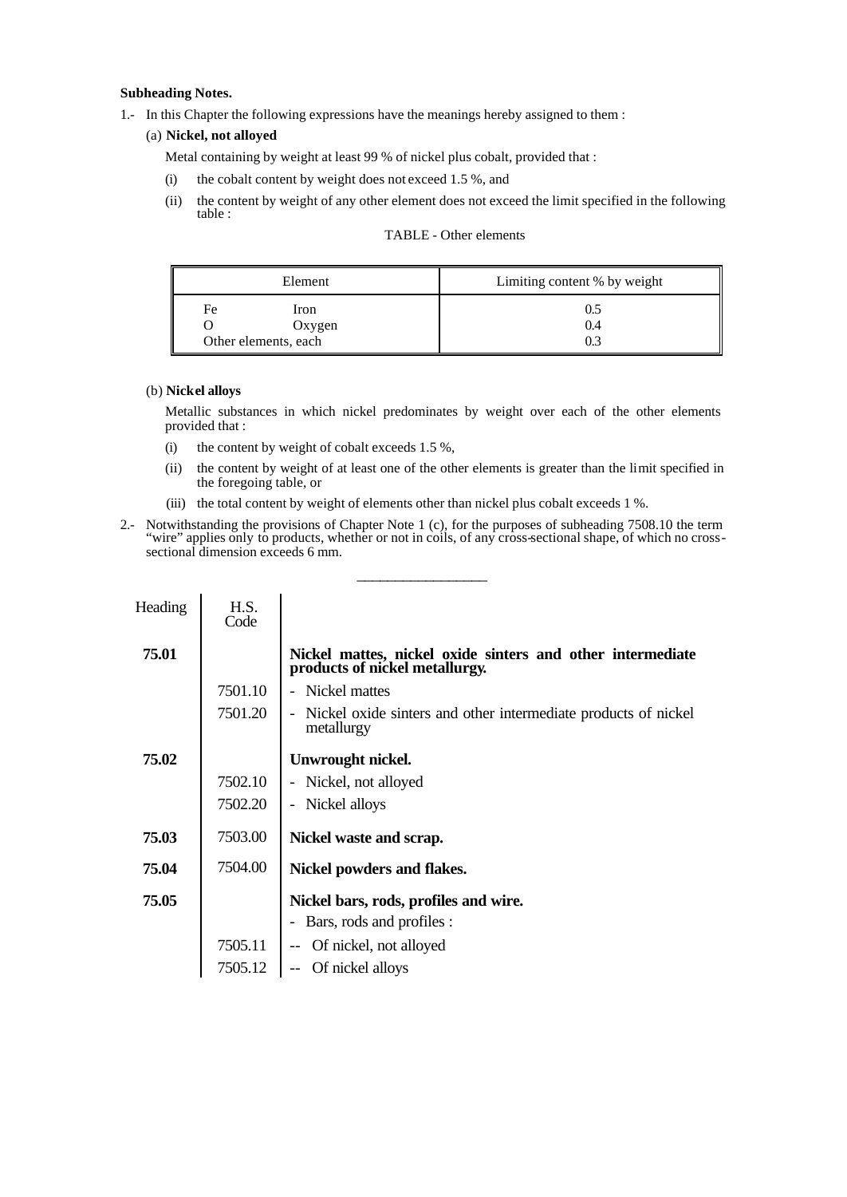**Subheading Notes.**

1.- In this Chapter the following expressions have the meanings hereby assigned to them :

(a) **Nickel, not alloyed**

Metal containing by weight at least 99 % of nickel plus cobalt, provided that :

(i) the cobalt content by weight does not exceed 1.5 %, and

(ii) the content by weight of any other element does not exceed the limit specified in the following table :

TABLE - Other elements

| Element | Limiting content % by weight |
|---|---|
| Fe Iron | 0.5 |
| O Oxygen | 0.4 |
| Other elements, each | 0.3 |

(b) **Nickel alloys**

Metallic substances in which nickel predominates by weight over each of the other elements provided that :

(i) the content by weight of cobalt exceeds 1.5 %,

(ii) the content by weight of at least one of the other elements is greater than the limit specified in the foregoing table, or

(iii) the total content by weight of elements other than nickel plus cobalt exceeds 1 %.

2.- Notwithstanding the provisions of Chapter Note 1 (c), for the purposes of subheading 7508.10 the term "wire" applies only to products, whether or not in coils, of any cross-sectional shape, of which no cross-sectional dimension exceeds 6 mm.

---

| Heading | H.S. Code | |
|---|---|---|
| **75.01** | | **Nickel mattes, nickel oxide sinters and other intermediate products of nickel metallurgy.** |
| | 7501.10 | - Nickel mattes |
| | 7501.20 | - Nickel oxide sinters and other intermediate products of nickel metallurgy |
| **75.02** | | **Unwrought nickel.** |
| | 7502.10 | - Nickel, not alloyed |
| | 7502.20 | - Nickel alloys |
| **75.03** | 7503.00 | **Nickel waste and scrap.** |
| **75.04** | 7504.00 | **Nickel powders and flakes.** |
| **75.05** | | **Nickel bars, rods, profiles and wire.** |
| | | - Bars, rods and profiles : |
| | 7505.11 | -- Of nickel, not alloyed |
| | 7505.12 | -- Of nickel alloys |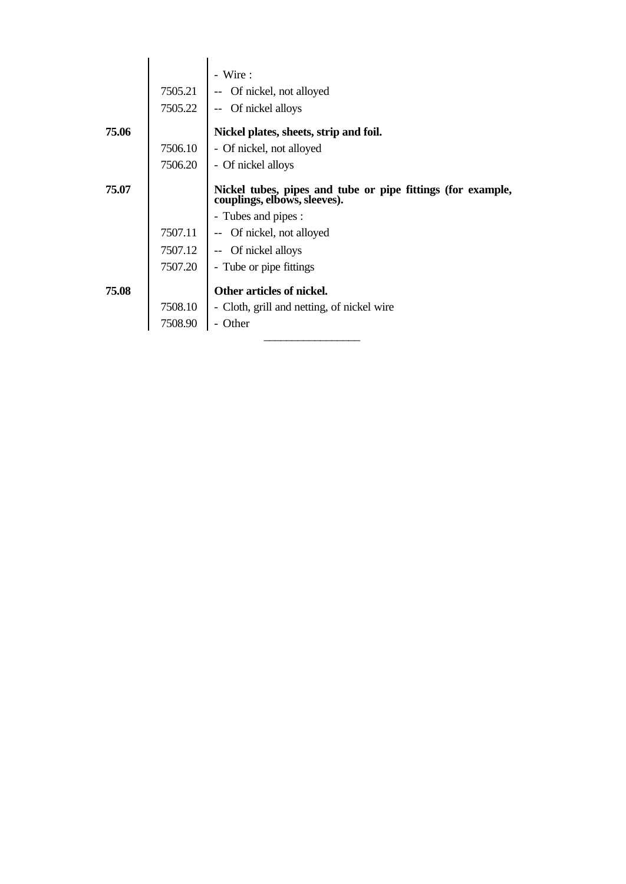| | | |
|---|---|---|
| | | - Wire : |
| | 7505.21 | -- Of nickel, not alloyed |
| | 7505.22 | -- Of nickel alloys |
| **75.06** | | **Nickel plates, sheets, strip and foil.** |
| | 7506.10 | - Of nickel, not alloyed |
| | 7506.20 | - Of nickel alloys |
| **75.07** | | **Nickel tubes, pipes and tube or pipe fittings (for example, couplings, elbows, sleeves).** |
| | | - Tubes and pipes : |
| | 7507.11 | -- Of nickel, not alloyed |
| | 7507.12 | -- Of nickel alloys |
| | 7507.20 | - Tube or pipe fittings |
| **75.08** | | **Other articles of nickel.** |
| | 7508.10 | - Cloth, grill and netting, of nickel wire |
| | 7508.90 | - Other |

________________